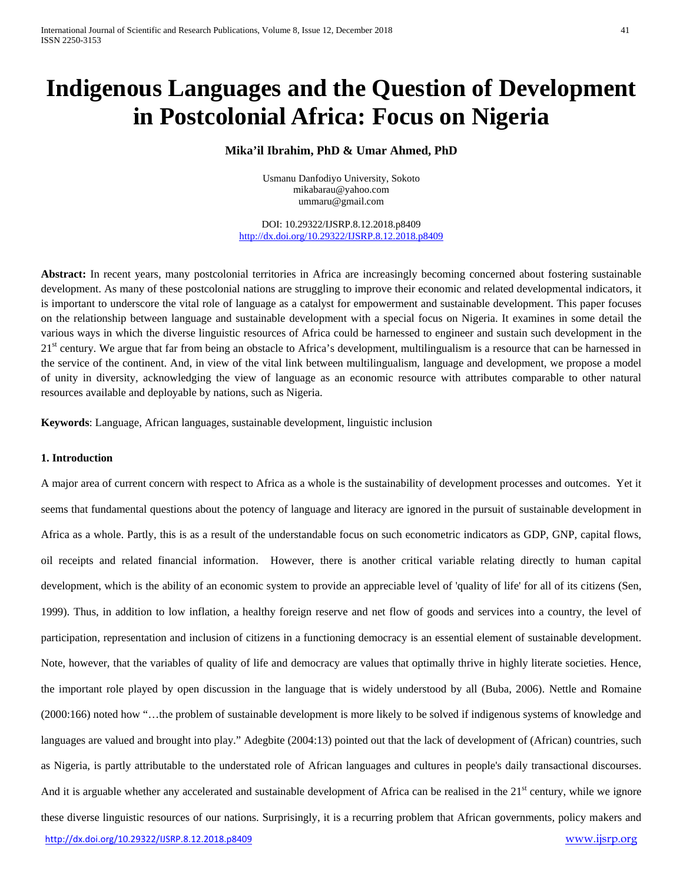# Indigenous Languages and the Question of Development in Postcolonial Africa: Focus on Nigeria

**Mika'il Ibrahim, PhD & Umar Ahmed, PhD**

Usmanu Danfodiyo University, Sokoto
mikabarau@yahoo.com
ummaru@gmail.com

DOI: 10.29322/IJSRP.8.12.2018.p8409
http://dx.doi.org/10.29322/IJSRP.8.12.2018.p8409

**Abstract:** In recent years, many postcolonial territories in Africa are increasingly becoming concerned about fostering sustainable development. As many of these postcolonial nations are struggling to improve their economic and related developmental indicators, it is important to underscore the vital role of language as a catalyst for empowerment and sustainable development. This paper focuses on the relationship between language and sustainable development with a special focus on Nigeria. It examines in some detail the various ways in which the diverse linguistic resources of Africa could be harnessed to engineer and sustain such development in the 21st century. We argue that far from being an obstacle to Africa's development, multilingualism is a resource that can be harnessed in the service of the continent. And, in view of the vital link between multilingualism, language and development, we propose a model of unity in diversity, acknowledging the view of language as an economic resource with attributes comparable to other natural resources available and deployable by nations, such as Nigeria.

**Keywords**: Language, African languages, sustainable development, linguistic inclusion

## 1. Introduction

A major area of current concern with respect to Africa as a whole is the sustainability of development processes and outcomes. Yet it seems that fundamental questions about the potency of language and literacy are ignored in the pursuit of sustainable development in Africa as a whole. Partly, this is as a result of the understandable focus on such econometric indicators as GDP, GNP, capital flows, oil receipts and related financial information. However, there is another critical variable relating directly to human capital development, which is the ability of an economic system to provide an appreciable level of 'quality of life' for all of its citizens (Sen, 1999). Thus, in addition to low inflation, a healthy foreign reserve and net flow of goods and services into a country, the level of participation, representation and inclusion of citizens in a functioning democracy is an essential element of sustainable development. Note, however, that the variables of quality of life and democracy are values that optimally thrive in highly literate societies. Hence, the important role played by open discussion in the language that is widely understood by all (Buba, 2006). Nettle and Romaine (2000:166) noted how "…the problem of sustainable development is more likely to be solved if indigenous systems of knowledge and languages are valued and brought into play." Adegbite (2004:13) pointed out that the lack of development of (African) countries, such as Nigeria, is partly attributable to the understated role of African languages and cultures in people's daily transactional discourses. And it is arguable whether any accelerated and sustainable development of Africa can be realised in the 21st century, while we ignore these diverse linguistic resources of our nations. Surprisingly, it is a recurring problem that African governments, policy makers and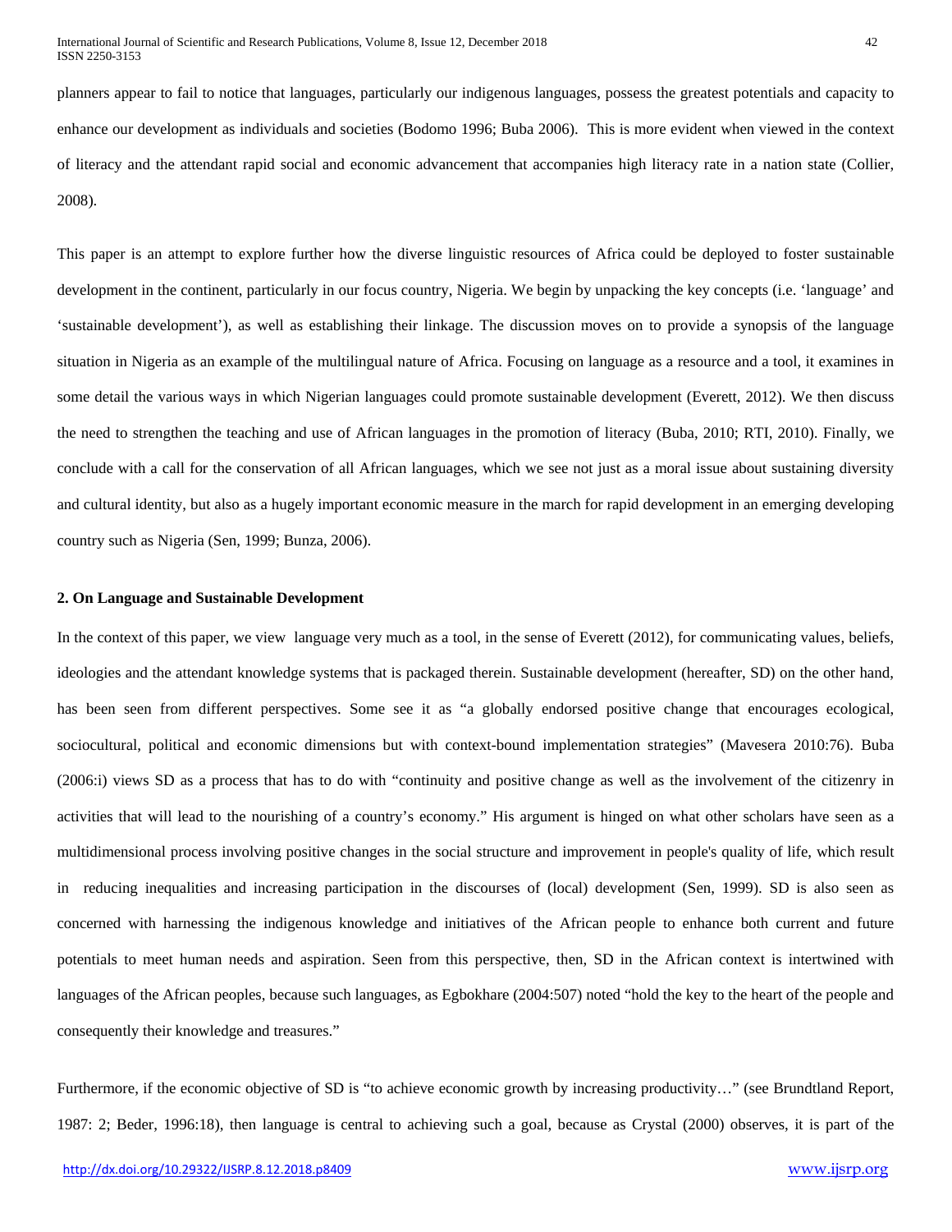planners appear to fail to notice that languages, particularly our indigenous languages, possess the greatest potentials and capacity to enhance our development as individuals and societies (Bodomo 1996; Buba 2006). This is more evident when viewed in the context of literacy and the attendant rapid social and economic advancement that accompanies high literacy rate in a nation state (Collier, 2008).

This paper is an attempt to explore further how the diverse linguistic resources of Africa could be deployed to foster sustainable development in the continent, particularly in our focus country, Nigeria. We begin by unpacking the key concepts (i.e. 'language' and 'sustainable development'), as well as establishing their linkage. The discussion moves on to provide a synopsis of the language situation in Nigeria as an example of the multilingual nature of Africa. Focusing on language as a resource and a tool, it examines in some detail the various ways in which Nigerian languages could promote sustainable development (Everett, 2012). We then discuss the need to strengthen the teaching and use of African languages in the promotion of literacy (Buba, 2010; RTI, 2010). Finally, we conclude with a call for the conservation of all African languages, which we see not just as a moral issue about sustaining diversity and cultural identity, but also as a hugely important economic measure in the march for rapid development in an emerging developing country such as Nigeria (Sen, 1999; Bunza, 2006).

## 2. On Language and Sustainable Development

In the context of this paper, we view language very much as a tool, in the sense of Everett (2012), for communicating values, beliefs, ideologies and the attendant knowledge systems that is packaged therein. Sustainable development (hereafter, SD) on the other hand, has been seen from different perspectives. Some see it as "a globally endorsed positive change that encourages ecological, sociocultural, political and economic dimensions but with context-bound implementation strategies" (Mavesera 2010:76). Buba (2006:i) views SD as a process that has to do with "continuity and positive change as well as the involvement of the citizenry in activities that will lead to the nourishing of a country's economy." His argument is hinged on what other scholars have seen as a multidimensional process involving positive changes in the social structure and improvement in people's quality of life, which result in reducing inequalities and increasing participation in the discourses of (local) development (Sen, 1999). SD is also seen as concerned with harnessing the indigenous knowledge and initiatives of the African people to enhance both current and future potentials to meet human needs and aspiration. Seen from this perspective, then, SD in the African context is intertwined with languages of the African peoples, because such languages, as Egbokhare (2004:507) noted "hold the key to the heart of the people and consequently their knowledge and treasures."

Furthermore, if the economic objective of SD is "to achieve economic growth by increasing productivity…" (see Brundtland Report, 1987: 2; Beder, 1996:18), then language is central to achieving such a goal, because as Crystal (2000) observes, it is part of the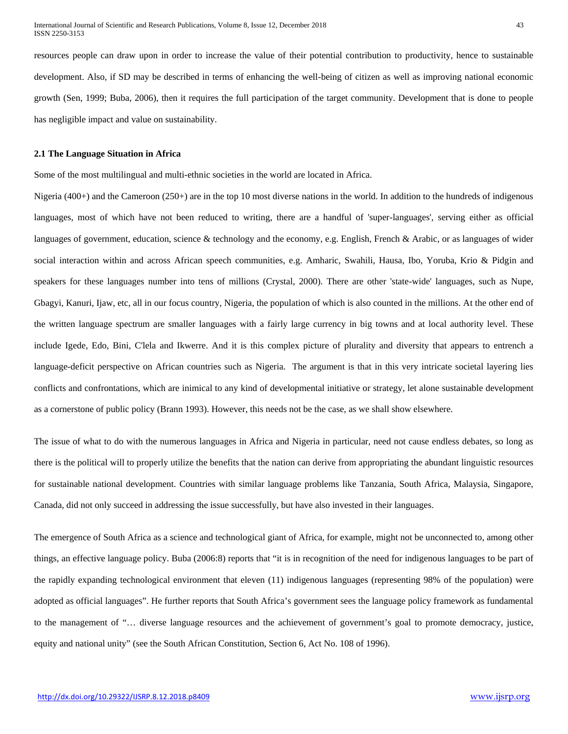resources people can draw upon in order to increase the value of their potential contribution to productivity, hence to sustainable development. Also, if SD may be described in terms of enhancing the well-being of citizen as well as improving national economic growth (Sen, 1999; Buba, 2006), then it requires the full participation of the target community. Development that is done to people has negligible impact and value on sustainability.

### 2.1 The Language Situation in Africa

Some of the most multilingual and multi-ethnic societies in the world are located in Africa.

Nigeria (400+) and the Cameroon (250+) are in the top 10 most diverse nations in the world. In addition to the hundreds of indigenous languages, most of which have not been reduced to writing, there are a handful of 'super-languages', serving either as official languages of government, education, science & technology and the economy, e.g. English, French & Arabic, or as languages of wider social interaction within and across African speech communities, e.g. Amharic, Swahili, Hausa, Ibo, Yoruba, Krio & Pidgin and speakers for these languages number into tens of millions (Crystal, 2000). There are other 'state-wide' languages, such as Nupe, Gbagyi, Kanuri, Ijaw, etc, all in our focus country, Nigeria, the population of which is also counted in the millions. At the other end of the written language spectrum are smaller languages with a fairly large currency in big towns and at local authority level. These include Igede, Edo, Bini, C'lela and Ikwerre. And it is this complex picture of plurality and diversity that appears to entrench a language-deficit perspective on African countries such as Nigeria. The argument is that in this very intricate societal layering lies conflicts and confrontations, which are inimical to any kind of developmental initiative or strategy, let alone sustainable development as a cornerstone of public policy (Brann 1993). However, this needs not be the case, as we shall show elsewhere.

The issue of what to do with the numerous languages in Africa and Nigeria in particular, need not cause endless debates, so long as there is the political will to properly utilize the benefits that the nation can derive from appropriating the abundant linguistic resources for sustainable national development. Countries with similar language problems like Tanzania, South Africa, Malaysia, Singapore, Canada, did not only succeed in addressing the issue successfully, but have also invested in their languages.

The emergence of South Africa as a science and technological giant of Africa, for example, might not be unconnected to, among other things, an effective language policy. Buba (2006:8) reports that "it is in recognition of the need for indigenous languages to be part of the rapidly expanding technological environment that eleven (11) indigenous languages (representing 98% of the population) were adopted as official languages". He further reports that South Africa's government sees the language policy framework as fundamental to the management of "… diverse language resources and the achievement of government's goal to promote democracy, justice, equity and national unity" (see the South African Constitution, Section 6, Act No. 108 of 1996).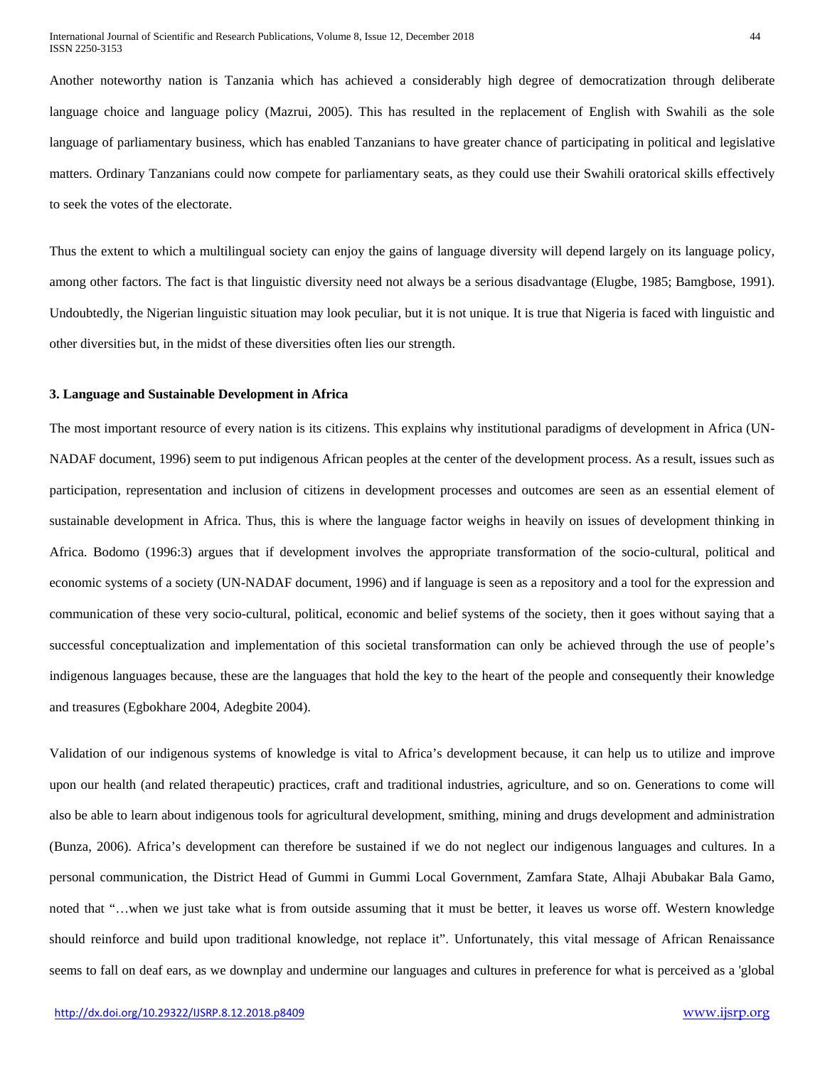Another noteworthy nation is Tanzania which has achieved a considerably high degree of democratization through deliberate language choice and language policy (Mazrui, 2005). This has resulted in the replacement of English with Swahili as the sole language of parliamentary business, which has enabled Tanzanians to have greater chance of participating in political and legislative matters. Ordinary Tanzanians could now compete for parliamentary seats, as they could use their Swahili oratorical skills effectively to seek the votes of the electorate.

Thus the extent to which a multilingual society can enjoy the gains of language diversity will depend largely on its language policy, among other factors. The fact is that linguistic diversity need not always be a serious disadvantage (Elugbe, 1985; Bamgbose, 1991). Undoubtedly, the Nigerian linguistic situation may look peculiar, but it is not unique. It is true that Nigeria is faced with linguistic and other diversities but, in the midst of these diversities often lies our strength.

### 3. Language and Sustainable Development in Africa

The most important resource of every nation is its citizens. This explains why institutional paradigms of development in Africa (UN-NADAF document, 1996) seem to put indigenous African peoples at the center of the development process. As a result, issues such as participation, representation and inclusion of citizens in development processes and outcomes are seen as an essential element of sustainable development in Africa. Thus, this is where the language factor weighs in heavily on issues of development thinking in Africa. Bodomo (1996:3) argues that if development involves the appropriate transformation of the socio-cultural, political and economic systems of a society (UN-NADAF document, 1996) and if language is seen as a repository and a tool for the expression and communication of these very socio-cultural, political, economic and belief systems of the society, then it goes without saying that a successful conceptualization and implementation of this societal transformation can only be achieved through the use of people's indigenous languages because, these are the languages that hold the key to the heart of the people and consequently their knowledge and treasures (Egbokhare 2004, Adegbite 2004).

Validation of our indigenous systems of knowledge is vital to Africa's development because, it can help us to utilize and improve upon our health (and related therapeutic) practices, craft and traditional industries, agriculture, and so on. Generations to come will also be able to learn about indigenous tools for agricultural development, smithing, mining and drugs development and administration (Bunza, 2006). Africa's development can therefore be sustained if we do not neglect our indigenous languages and cultures. In a personal communication, the District Head of Gummi in Gummi Local Government, Zamfara State, Alhaji Abubakar Bala Gamo, noted that "…when we just take what is from outside assuming that it must be better, it leaves us worse off. Western knowledge should reinforce and build upon traditional knowledge, not replace it". Unfortunately, this vital message of African Renaissance seems to fall on deaf ears, as we downplay and undermine our languages and cultures in preference for what is perceived as a 'global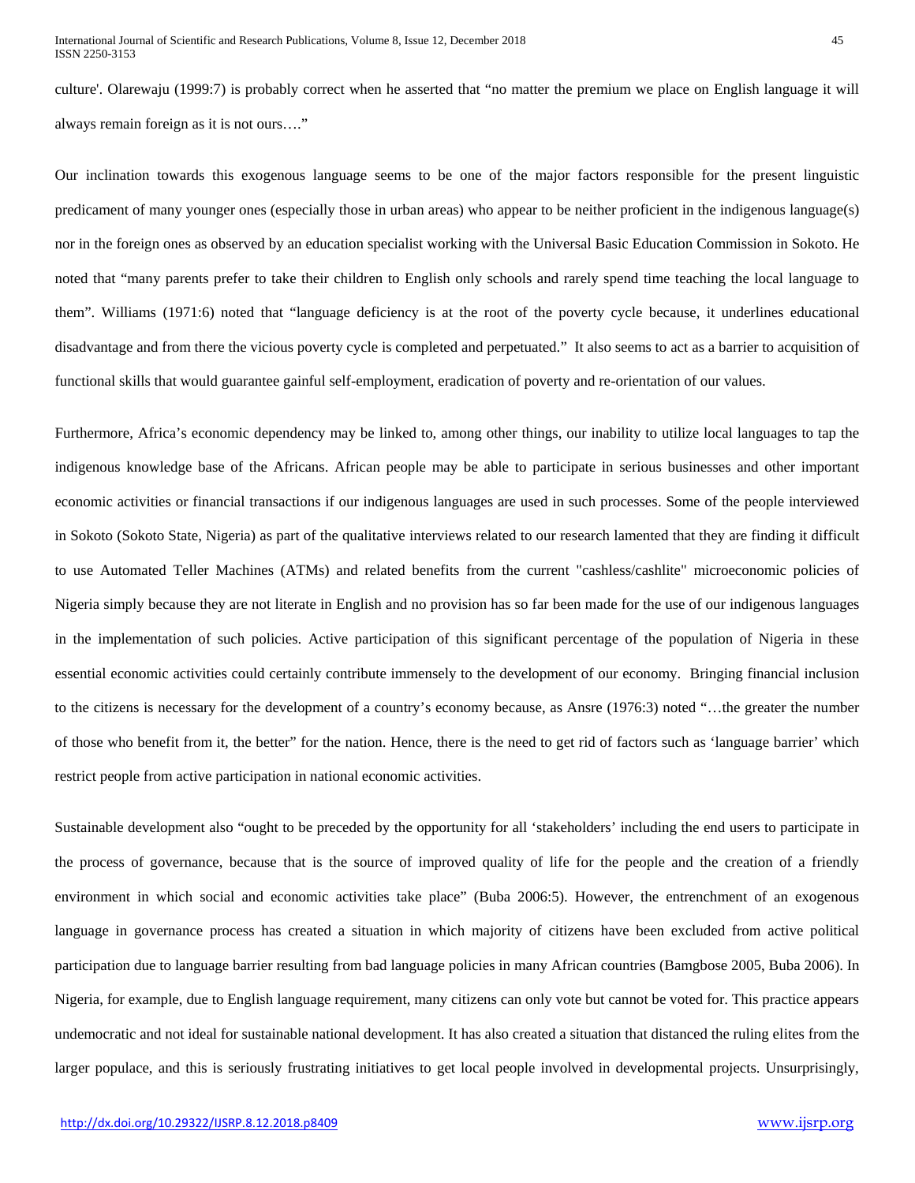culture'. Olarewaju (1999:7) is probably correct when he asserted that "no matter the premium we place on English language it will always remain foreign as it is not ours…."

Our inclination towards this exogenous language seems to be one of the major factors responsible for the present linguistic predicament of many younger ones (especially those in urban areas) who appear to be neither proficient in the indigenous language(s) nor in the foreign ones as observed by an education specialist working with the Universal Basic Education Commission in Sokoto. He noted that "many parents prefer to take their children to English only schools and rarely spend time teaching the local language to them". Williams (1971:6) noted that "language deficiency is at the root of the poverty cycle because, it underlines educational disadvantage and from there the vicious poverty cycle is completed and perpetuated." It also seems to act as a barrier to acquisition of functional skills that would guarantee gainful self-employment, eradication of poverty and re-orientation of our values.

Furthermore, Africa's economic dependency may be linked to, among other things, our inability to utilize local languages to tap the indigenous knowledge base of the Africans. African people may be able to participate in serious businesses and other important economic activities or financial transactions if our indigenous languages are used in such processes. Some of the people interviewed in Sokoto (Sokoto State, Nigeria) as part of the qualitative interviews related to our research lamented that they are finding it difficult to use Automated Teller Machines (ATMs) and related benefits from the current "cashless/cashlite" microeconomic policies of Nigeria simply because they are not literate in English and no provision has so far been made for the use of our indigenous languages in the implementation of such policies. Active participation of this significant percentage of the population of Nigeria in these essential economic activities could certainly contribute immensely to the development of our economy. Bringing financial inclusion to the citizens is necessary for the development of a country's economy because, as Ansre (1976:3) noted "…the greater the number of those who benefit from it, the better" for the nation. Hence, there is the need to get rid of factors such as 'language barrier' which restrict people from active participation in national economic activities.

Sustainable development also "ought to be preceded by the opportunity for all 'stakeholders' including the end users to participate in the process of governance, because that is the source of improved quality of life for the people and the creation of a friendly environment in which social and economic activities take place" (Buba 2006:5). However, the entrenchment of an exogenous language in governance process has created a situation in which majority of citizens have been excluded from active political participation due to language barrier resulting from bad language policies in many African countries (Bamgbose 2005, Buba 2006). In Nigeria, for example, due to English language requirement, many citizens can only vote but cannot be voted for. This practice appears undemocratic and not ideal for sustainable national development. It has also created a situation that distanced the ruling elites from the larger populace, and this is seriously frustrating initiatives to get local people involved in developmental projects. Unsurprisingly,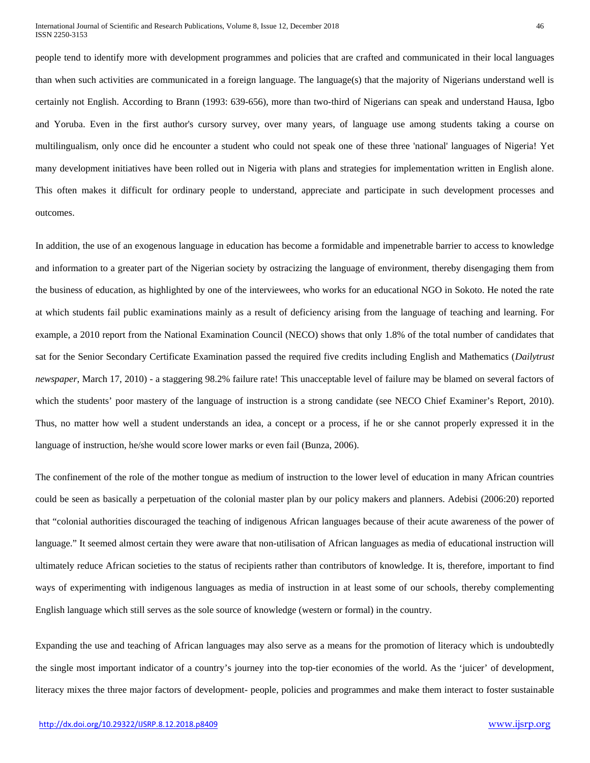people tend to identify more with development programmes and policies that are crafted and communicated in their local languages than when such activities are communicated in a foreign language. The language(s) that the majority of Nigerians understand well is certainly not English. According to Brann (1993: 639-656), more than two-third of Nigerians can speak and understand Hausa, Igbo and Yoruba. Even in the first author's cursory survey, over many years, of language use among students taking a course on multilingualism, only once did he encounter a student who could not speak one of these three 'national' languages of Nigeria! Yet many development initiatives have been rolled out in Nigeria with plans and strategies for implementation written in English alone. This often makes it difficult for ordinary people to understand, appreciate and participate in such development processes and outcomes.

In addition, the use of an exogenous language in education has become a formidable and impenetrable barrier to access to knowledge and information to a greater part of the Nigerian society by ostracizing the language of environment, thereby disengaging them from the business of education, as highlighted by one of the interviewees, who works for an educational NGO in Sokoto. He noted the rate at which students fail public examinations mainly as a result of deficiency arising from the language of teaching and learning. For example, a 2010 report from the National Examination Council (NECO) shows that only 1.8% of the total number of candidates that sat for the Senior Secondary Certificate Examination passed the required five credits including English and Mathematics (*Dailytrust newspaper*, March 17, 2010) - a staggering 98.2% failure rate! This unacceptable level of failure may be blamed on several factors of which the students' poor mastery of the language of instruction is a strong candidate (see NECO Chief Examiner's Report, 2010). Thus, no matter how well a student understands an idea, a concept or a process, if he or she cannot properly expressed it in the language of instruction, he/she would score lower marks or even fail (Bunza, 2006).

The confinement of the role of the mother tongue as medium of instruction to the lower level of education in many African countries could be seen as basically a perpetuation of the colonial master plan by our policy makers and planners. Adebisi (2006:20) reported that "colonial authorities discouraged the teaching of indigenous African languages because of their acute awareness of the power of language." It seemed almost certain they were aware that non-utilisation of African languages as media of educational instruction will ultimately reduce African societies to the status of recipients rather than contributors of knowledge. It is, therefore, important to find ways of experimenting with indigenous languages as media of instruction in at least some of our schools, thereby complementing English language which still serves as the sole source of knowledge (western or formal) in the country.

Expanding the use and teaching of African languages may also serve as a means for the promotion of literacy which is undoubtedly the single most important indicator of a country's journey into the top-tier economies of the world. As the 'juicer' of development, literacy mixes the three major factors of development- people, policies and programmes and make them interact to foster sustainable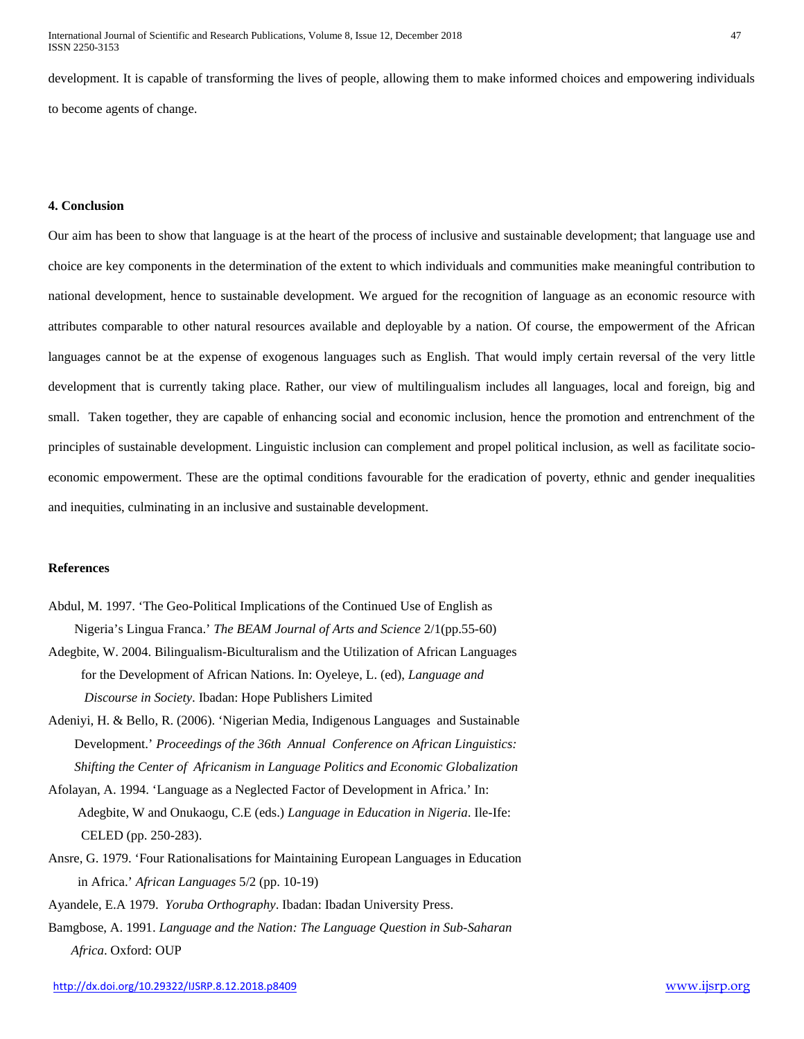development. It is capable of transforming the lives of people, allowing them to make informed choices and empowering individuals to become agents of change.

#### 4. Conclusion

Our aim has been to show that language is at the heart of the process of inclusive and sustainable development; that language use and choice are key components in the determination of the extent to which individuals and communities make meaningful contribution to national development, hence to sustainable development. We argued for the recognition of language as an economic resource with attributes comparable to other natural resources available and deployable by a nation. Of course, the empowerment of the African languages cannot be at the expense of exogenous languages such as English. That would imply certain reversal of the very little development that is currently taking place. Rather, our view of multilingualism includes all languages, local and foreign, big and small. Taken together, they are capable of enhancing social and economic inclusion, hence the promotion and entrenchment of the principles of sustainable development. Linguistic inclusion can complement and propel political inclusion, as well as facilitate socio-economic empowerment. These are the optimal conditions favourable for the eradication of poverty, ethnic and gender inequalities and inequities, culminating in an inclusive and sustainable development.

#### References

Abdul, M. 1997. 'The Geo-Political Implications of the Continued Use of English as Nigeria's Lingua Franca.' *The BEAM Journal of Arts and Science* 2/1(pp.55-60)

Adegbite, W. 2004. Bilingualism-Biculturalism and the Utilization of African Languages for the Development of African Nations. In: Oyeleye, L. (ed), *Language and Discourse in Society*. Ibadan: Hope Publishers Limited

Adeniyi, H. & Bello, R. (2006). 'Nigerian Media, Indigenous Languages and Sustainable Development.' *Proceedings of the 36th Annual Conference on African Linguistics: Shifting the Center of Africanism in Language Politics and Economic Globalization*

Afolayan, A. 1994. 'Language as a Neglected Factor of Development in Africa.' In: Adegbite, W and Onukaogu, C.E (eds.) *Language in Education in Nigeria*. Ile-Ife: CELED (pp. 250-283).

Ansre, G. 1979. 'Four Rationalisations for Maintaining European Languages in Education in Africa.' *African Languages* 5/2 (pp. 10-19)

Ayandele, E.A 1979. *Yoruba Orthography*. Ibadan: Ibadan University Press.

Bamgbose, A. 1991. *Language and the Nation: The Language Question in Sub-Saharan Africa*. Oxford: OUP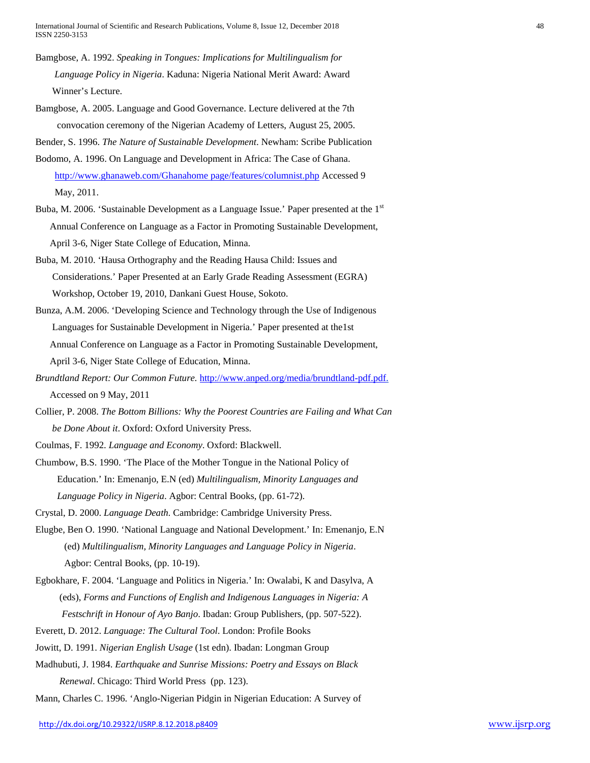Bamgbose, A. 1992. *Speaking in Tongues: Implications for Multilingualism for Language Policy in Nigeria*. Kaduna: Nigeria National Merit Award: Award Winner's Lecture.

Bamgbose, A. 2005. Language and Good Governance. Lecture delivered at the 7th convocation ceremony of the Nigerian Academy of Letters, August 25, 2005.

Bender, S. 1996. *The Nature of Sustainable Development*. Newham: Scribe Publication

Bodomo, A. 1996. On Language and Development in Africa: The Case of Ghana. http://www.ghanaweb.com/Ghanahome page/features/columnist.php Accessed 9 May, 2011.

Buba, M. 2006. 'Sustainable Development as a Language Issue.' Paper presented at the 1st Annual Conference on Language as a Factor in Promoting Sustainable Development, April 3-6, Niger State College of Education, Minna.

Buba, M. 2010. 'Hausa Orthography and the Reading Hausa Child: Issues and Considerations.' Paper Presented at an Early Grade Reading Assessment (EGRA) Workshop, October 19, 2010, Dankani Guest House, Sokoto.

Bunza, A.M. 2006. 'Developing Science and Technology through the Use of Indigenous Languages for Sustainable Development in Nigeria.' Paper presented at the1st Annual Conference on Language as a Factor in Promoting Sustainable Development, April 3-6, Niger State College of Education, Minna.

*Brundtland Report: Our Common Future.* http://www.anped.org/media/brundtland-pdf.pdf. Accessed on 9 May, 2011

Collier, P. 2008. *The Bottom Billions: Why the Poorest Countries are Failing and What Can be Done About it*. Oxford: Oxford University Press.

Coulmas, F. 1992. *Language and Economy*. Oxford: Blackwell.

Chumbow, B.S. 1990. 'The Place of the Mother Tongue in the National Policy of Education.' In: Emenanjo, E.N (ed) *Multilingualism, Minority Languages and Language Policy in Nigeria*. Agbor: Central Books, (pp. 61-72).

Crystal, D. 2000. *Language Death*. Cambridge: Cambridge University Press.

Elugbe, Ben O. 1990. 'National Language and National Development.' In: Emenanjo, E.N (ed) *Multilingualism, Minority Languages and Language Policy in Nigeria*. Agbor: Central Books, (pp. 10-19).

Egbokhare, F. 2004. 'Language and Politics in Nigeria.' In: Owalabi, K and Dasylva, A (eds), *Forms and Functions of English and Indigenous Languages in Nigeria: A Festschrift in Honour of Ayo Banjo*. Ibadan: Group Publishers, (pp. 507-522).

Everett, D. 2012. *Language: The Cultural Tool*. London: Profile Books

Jowitt, D. 1991. *Nigerian English Usage* (1st edn). Ibadan: Longman Group

Madhubuti, J. 1984. *Earthquake and Sunrise Missions: Poetry and Essays on Black Renewal*. Chicago: Third World Press (pp. 123).

Mann, Charles C. 1996. 'Anglo-Nigerian Pidgin in Nigerian Education: A Survey of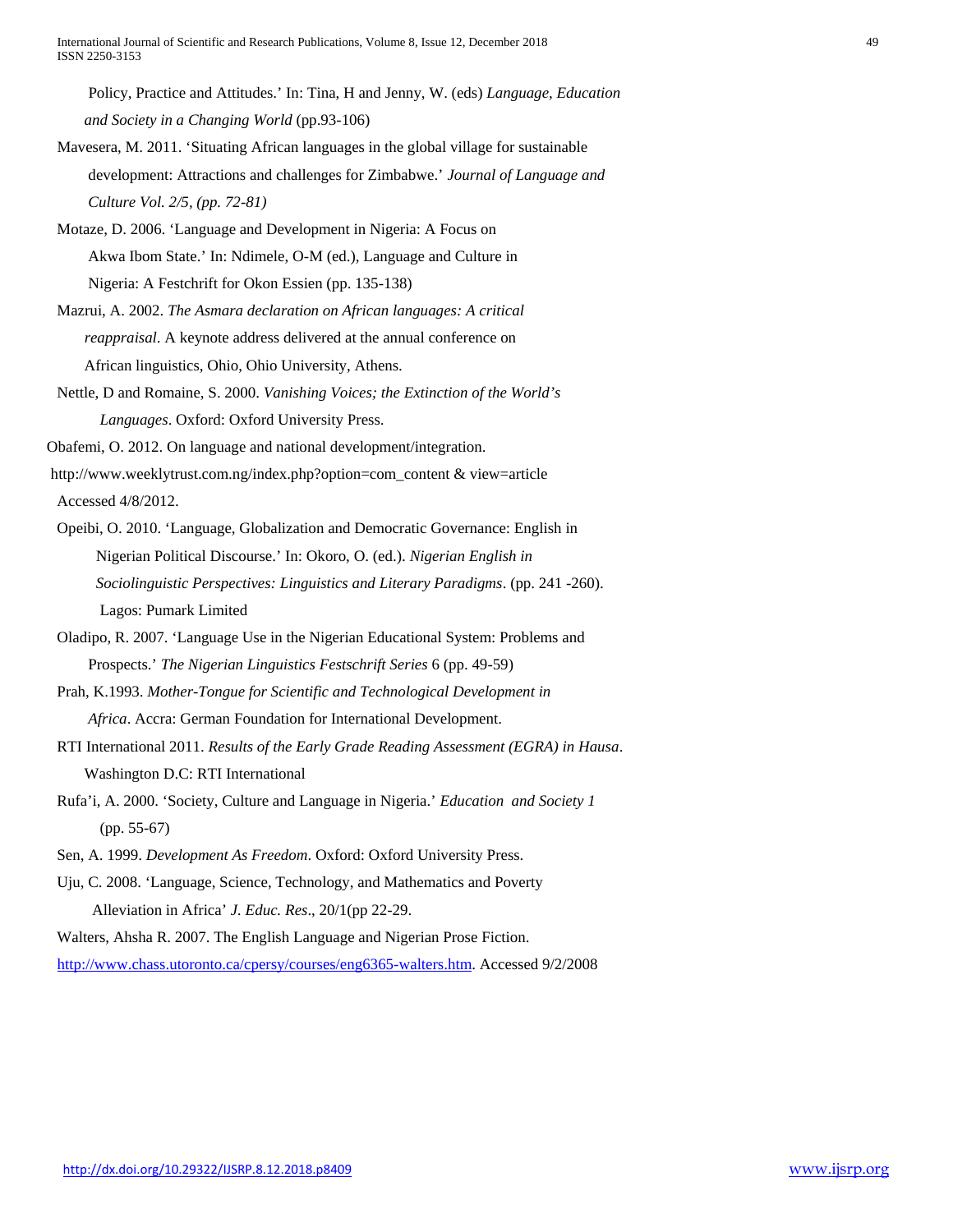Policy, Practice and Attitudes.' In: Tina, H and Jenny, W. (eds) *Language, Education and Society in a Changing World* (pp.93-106)

Mavesera, M. 2011. 'Situating African languages in the global village for sustainable development: Attractions and challenges for Zimbabwe.' *Journal of Language and Culture Vol. 2/5, (pp. 72-81)*

Motaze, D. 2006. 'Language and Development in Nigeria: A Focus on Akwa Ibom State.' In: Ndimele, O-M (ed.), Language and Culture in Nigeria: A Festchrift for Okon Essien (pp. 135-138)

Mazrui, A. 2002. *The Asmara declaration on African languages: A critical reappraisal*. A keynote address delivered at the annual conference on African linguistics, Ohio, Ohio University, Athens.

Nettle, D and Romaine, S. 2000. *Vanishing Voices; the Extinction of the World's Languages*. Oxford: Oxford University Press.

Obafemi, O. 2012. On language and national development/integration. http://www.weeklytrust.com.ng/index.php?option=com_content & view=article Accessed 4/8/2012.

Opeibi, O. 2010. 'Language, Globalization and Democratic Governance: English in Nigerian Political Discourse.' In: Okoro, O. (ed.). *Nigerian English in Sociolinguistic Perspectives: Linguistics and Literary Paradigms*. (pp. 241 -260). Lagos: Pumark Limited

Oladipo, R. 2007. 'Language Use in the Nigerian Educational System: Problems and Prospects.' *The Nigerian Linguistics Festschrift Series* 6 (pp. 49-59)

Prah, K.1993. *Mother-Tongue for Scientific and Technological Development in Africa*. Accra: German Foundation for International Development.

RTI International 2011. *Results of the Early Grade Reading Assessment (EGRA) in Hausa*. Washington D.C: RTI International

Rufa'i, A. 2000. 'Society, Culture and Language in Nigeria.' *Education and Society 1* (pp. 55-67)

Sen, A. 1999. *Development As Freedom*. Oxford: Oxford University Press.

Uju, C. 2008. 'Language, Science, Technology, and Mathematics and Poverty Alleviation in Africa' *J. Educ. Res*., 20/1(pp 22-29.

Walters, Ahsha R. 2007. The English Language and Nigerian Prose Fiction. http://www.chass.utoronto.ca/cpersy/courses/eng6365-walters.htm. Accessed 9/2/2008